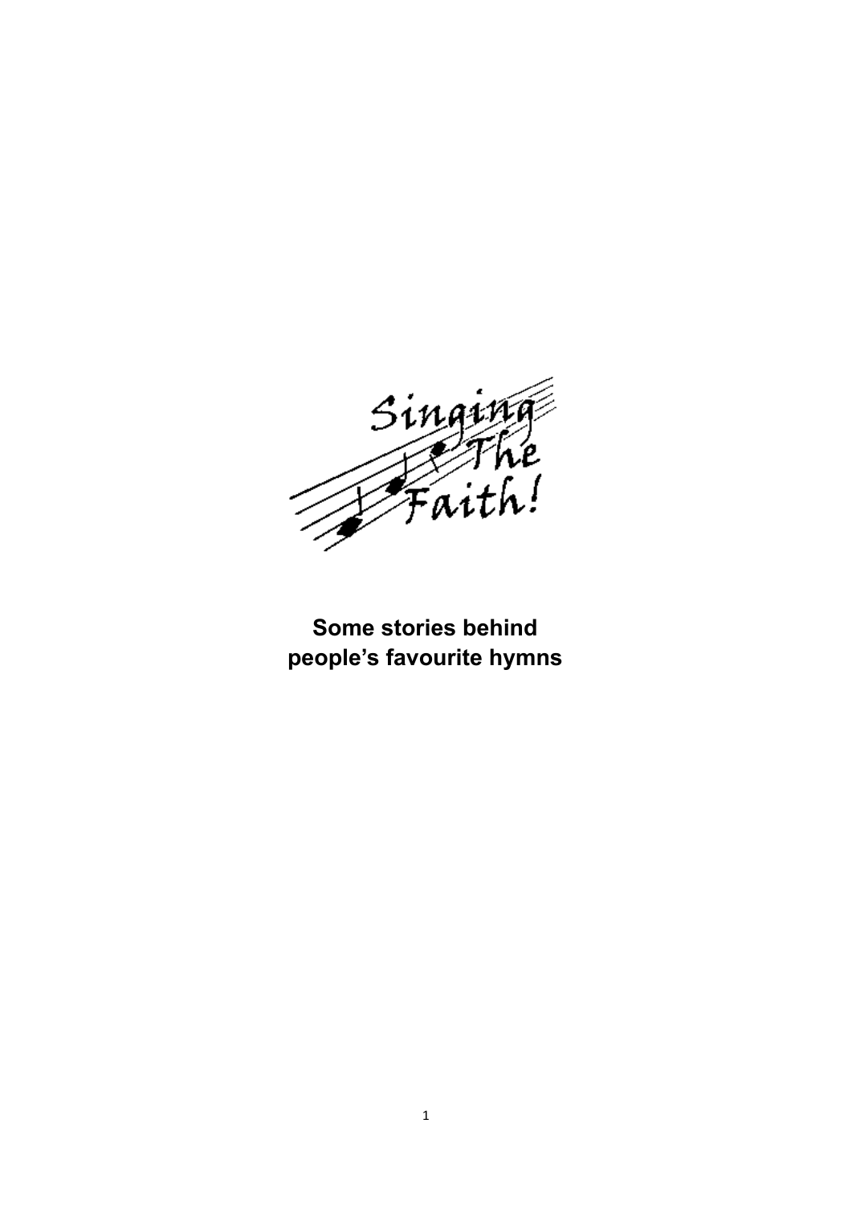Singing The Faith!

**Some stories behind people's favourite hymns**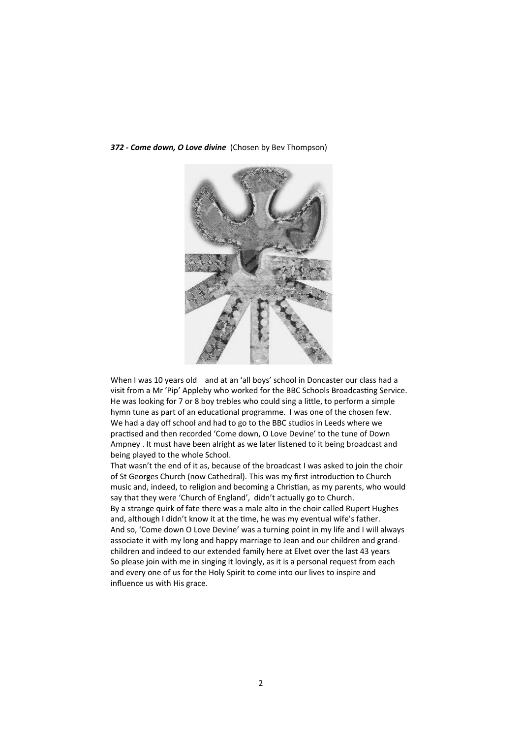***372 - Come down, O Love divine*** (Chosen by Bev Thompson)

When I was 10 years old and at an 'all boys' school in Doncaster our class had a visit from a Mr 'Pip' Appleby who worked for the BBC Schools Broadcasting Service. He was looking for 7 or 8 boy trebles who could sing a little, to perform a simple hymn tune as part of an educational programme. I was one of the chosen few. We had a day off school and had to go to the BBC studios in Leeds where we practised and then recorded 'Come down, O Love Devine' to the tune of Down Ampney . It must have been alright as we later listened to it being broadcast and being played to the whole School.

That wasn't the end of it as, because of the broadcast I was asked to join the choir of St Georges Church (now Cathedral). This was my first introduction to Church music and, indeed, to religion and becoming a Christian, as my parents, who would say that they were 'Church of England', didn't actually go to Church.

By a strange quirk of fate there was a male alto in the choir called Rupert Hughes and, although I didn't know it at the time, he was my eventual wife's father.

And so, 'Come down O Love Devine' was a turning point in my life and I will always associate it with my long and happy marriage to Jean and our children and grand-children and indeed to our extended family here at Elvet over the last 43 years

So please join with me in singing it lovingly, as it is a personal request from each and every one of us for the Holy Spirit to come into our lives to inspire and influence us with His grace.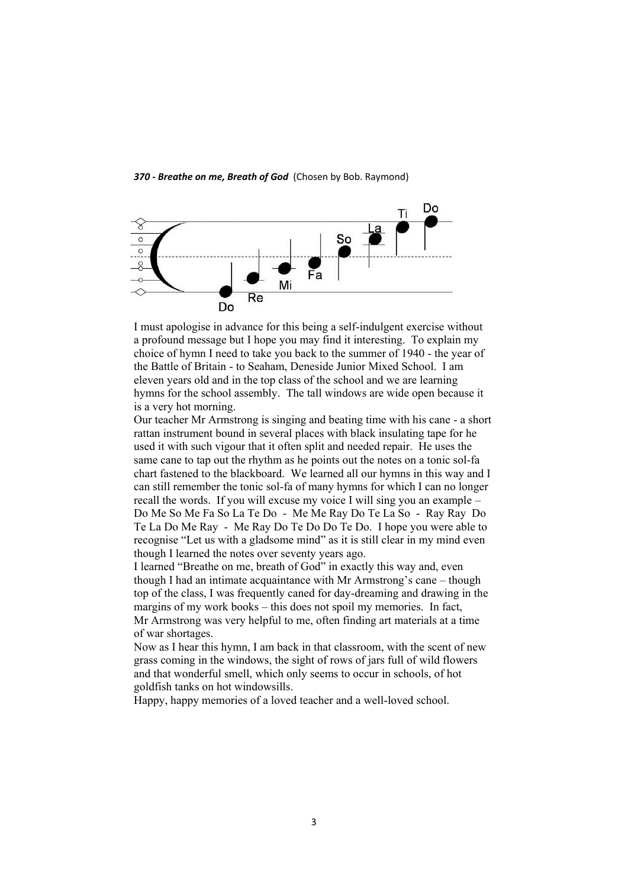***370 - Breathe on me, Breath of God*** (Chosen by Bob. Raymond)

I must apologise in advance for this being a self-indulgent exercise without a profound message but I hope you may find it interesting. To explain my choice of hymn I need to take you back to the summer of 1940 - the year of the Battle of Britain - to Seaham, Deneside Junior Mixed School. I am eleven years old and in the top class of the school and we are learning hymns for the school assembly. The tall windows are wide open because it is a very hot morning.

Our teacher Mr Armstrong is singing and beating time with his cane - a short rattan instrument bound in several places with black insulating tape for he used it with such vigour that it often split and needed repair. He uses the same cane to tap out the rhythm as he points out the notes on a tonic sol-fa chart fastened to the blackboard. We learned all our hymns in this way and I can still remember the tonic sol-fa of many hymns for which I can no longer recall the words. If you will excuse my voice I will sing you an example – Do Me So Me Fa So La Te Do - Me Me Ray Do Te La So - Ray Ray Do Te La Do Me Ray - Me Ray Do Te Do Do Te Do. I hope you were able to recognise "Let us with a gladsome mind" as it is still clear in my mind even though I learned the notes over seventy years ago.

I learned "Breathe on me, breath of God" in exactly this way and, even though I had an intimate acquaintance with Mr Armstrong's cane – though top of the class, I was frequently caned for day-dreaming and drawing in the margins of my work books – this does not spoil my memories. In fact, Mr Armstrong was very helpful to me, often finding art materials at a time of war shortages.

Now as I hear this hymn, I am back in that classroom, with the scent of new grass coming in the windows, the sight of rows of jars full of wild flowers and that wonderful smell, which only seems to occur in schools, of hot goldfish tanks on hot windowsills.

Happy, happy memories of a loved teacher and a well-loved school.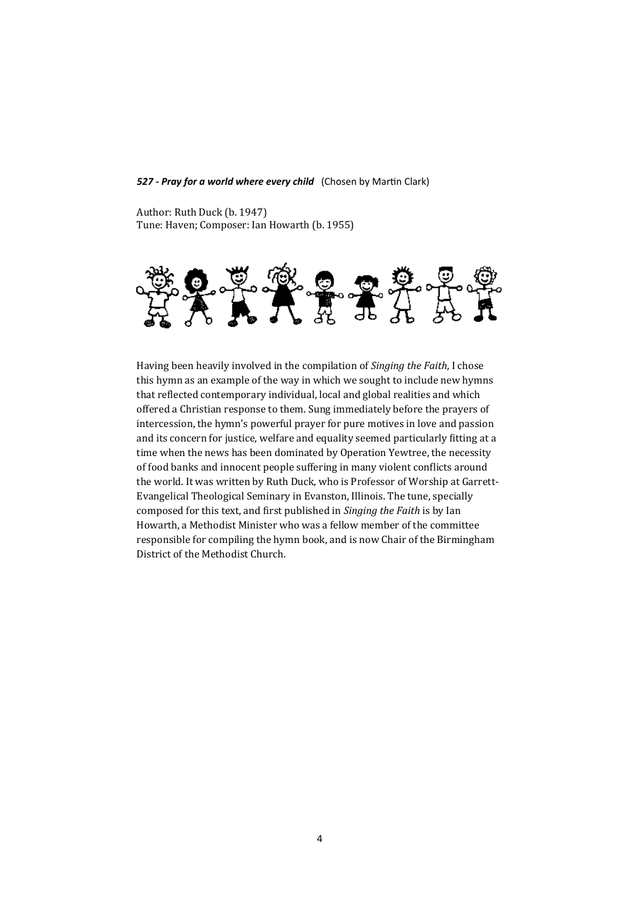***527 - Pray for a world where every child*** (Chosen by Martin Clark)

Author: Ruth Duck (b. 1947)
Tune: Haven; Composer: Ian Howarth (b. 1955)

Having been heavily involved in the compilation of *Singing the Faith*, I chose this hymn as an example of the way in which we sought to include new hymns that reflected contemporary individual, local and global realities and which offered a Christian response to them. Sung immediately before the prayers of intercession, the hymn's powerful prayer for pure motives in love and passion and its concern for justice, welfare and equality seemed particularly fitting at a time when the news has been dominated by Operation Yewtree, the necessity of food banks and innocent people suffering in many violent conflicts around the world. It was written by Ruth Duck, who is Professor of Worship at Garrett-Evangelical Theological Seminary in Evanston, Illinois. The tune, specially composed for this text, and first published in *Singing the Faith* is by Ian Howarth, a Methodist Minister who was a fellow member of the committee responsible for compiling the hymn book, and is now Chair of the Birmingham District of the Methodist Church.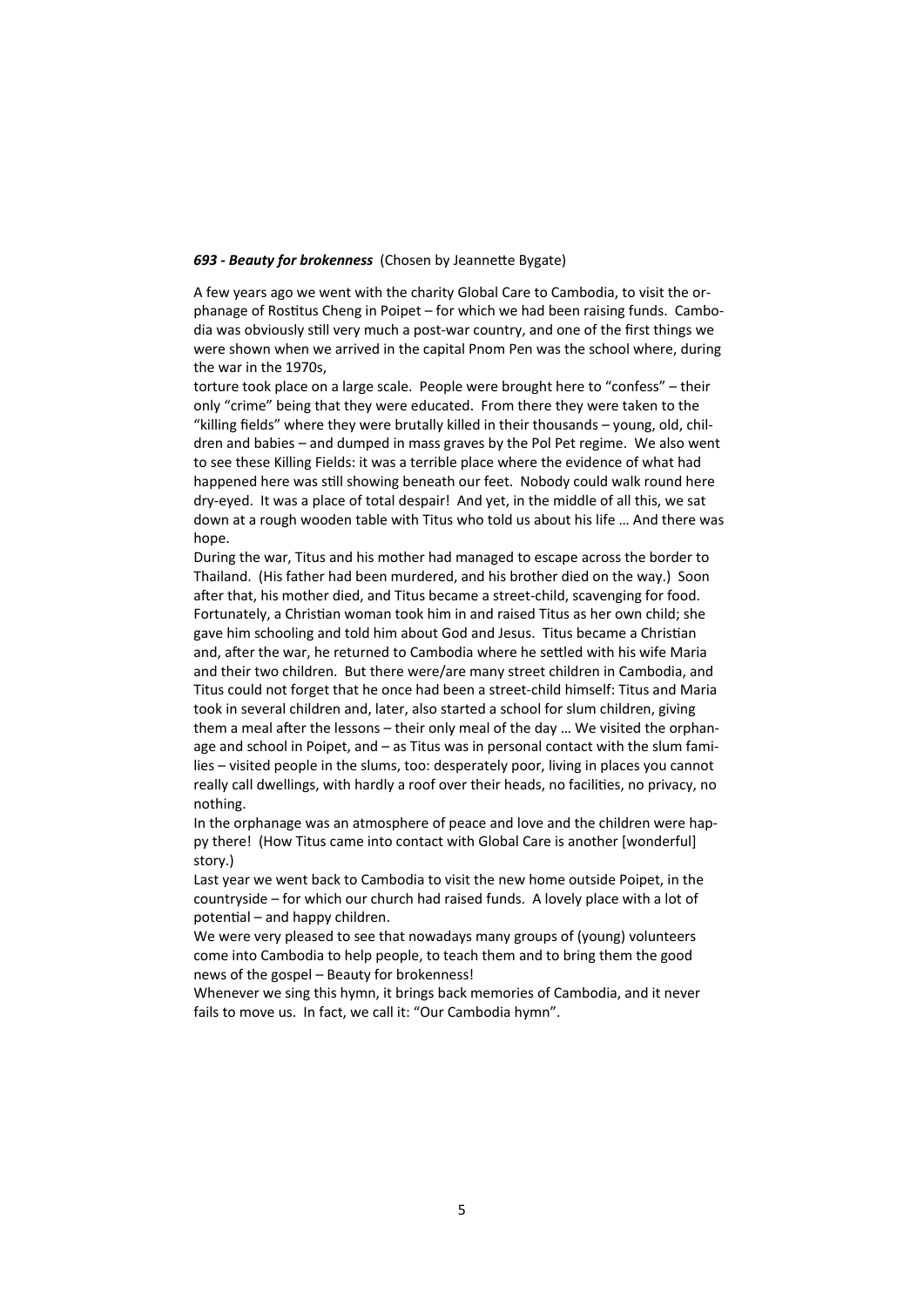***693 - Beauty for brokenness*** (Chosen by Jeannette Bygate)

A few years ago we went with the charity Global Care to Cambodia, to visit the orphanage of Rostitus Cheng in Poipet – for which we had been raising funds. Cambodia was obviously still very much a post-war country, and one of the first things we were shown when we arrived in the capital Pnom Pen was the school where, during the war in the 1970s,
torture took place on a large scale. People were brought here to "confess" – their only "crime" being that they were educated. From there they were taken to the "killing fields" where they were brutally killed in their thousands – young, old, children and babies – and dumped in mass graves by the Pol Pet regime. We also went to see these Killing Fields: it was a terrible place where the evidence of what had happened here was still showing beneath our feet. Nobody could walk round here dry-eyed. It was a place of total despair! And yet, in the middle of all this, we sat down at a rough wooden table with Titus who told us about his life … And there was hope.

During the war, Titus and his mother had managed to escape across the border to Thailand. (His father had been murdered, and his brother died on the way.) Soon after that, his mother died, and Titus became a street-child, scavenging for food. Fortunately, a Christian woman took him in and raised Titus as her own child; she gave him schooling and told him about God and Jesus. Titus became a Christian and, after the war, he returned to Cambodia where he settled with his wife Maria and their two children. But there were/are many street children in Cambodia, and Titus could not forget that he once had been a street-child himself: Titus and Maria took in several children and, later, also started a school for slum children, giving them a meal after the lessons – their only meal of the day … We visited the orphanage and school in Poipet, and – as Titus was in personal contact with the slum families – visited people in the slums, too: desperately poor, living in places you cannot really call dwellings, with hardly a roof over their heads, no facilities, no privacy, no nothing.

In the orphanage was an atmosphere of peace and love and the children were happy there! (How Titus came into contact with Global Care is another [wonderful] story.)

Last year we went back to Cambodia to visit the new home outside Poipet, in the countryside – for which our church had raised funds. A lovely place with a lot of potential – and happy children.

We were very pleased to see that nowadays many groups of (young) volunteers come into Cambodia to help people, to teach them and to bring them the good news of the gospel – Beauty for brokenness!

Whenever we sing this hymn, it brings back memories of Cambodia, and it never fails to move us. In fact, we call it: "Our Cambodia hymn".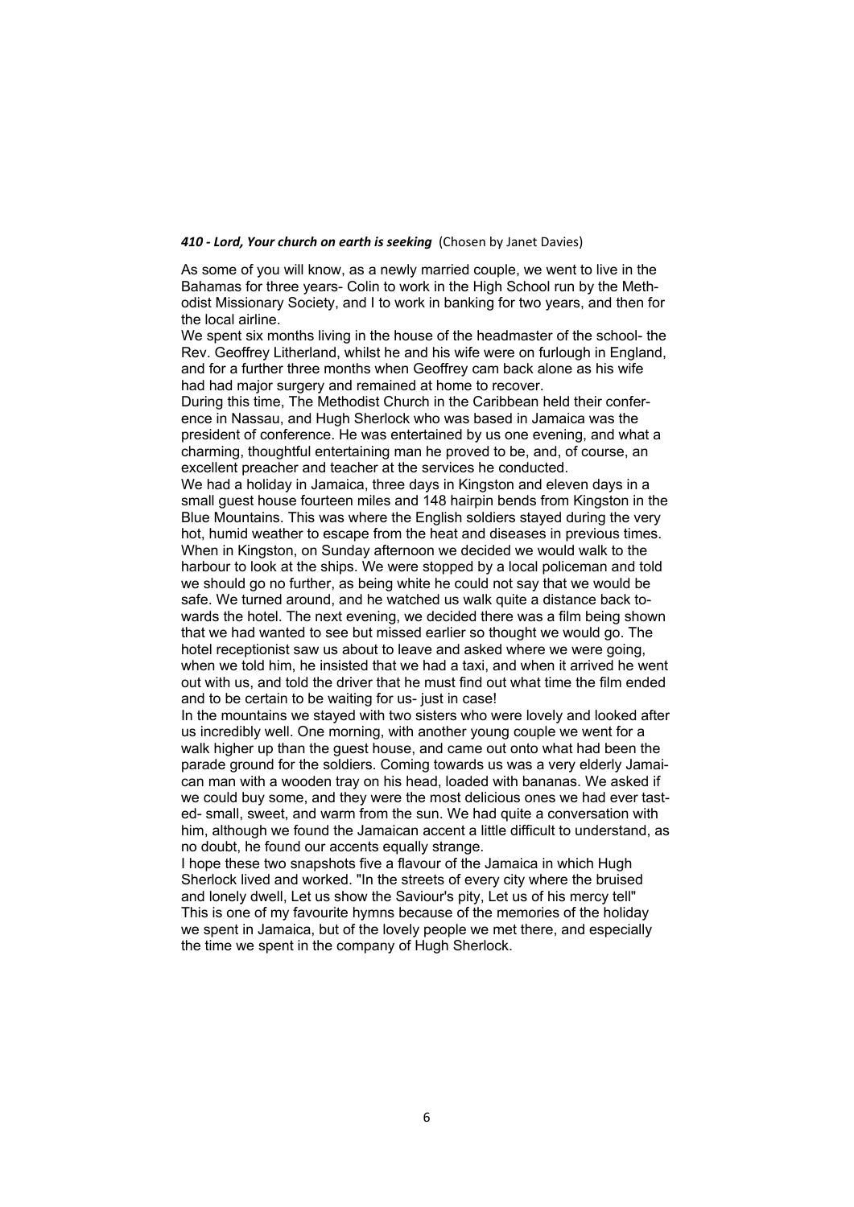***410 - Lord, Your church on earth is seeking*** (Chosen by Janet Davies)

As some of you will know, as a newly married couple, we went to live in the Bahamas for three years- Colin to work in the High School run by the Methodist Missionary Society, and I to work in banking for two years, and then for the local airline.

We spent six months living in the house of the headmaster of the school- the Rev. Geoffrey Litherland, whilst he and his wife were on furlough in England, and for a further three months when Geoffrey cam back alone as his wife had had major surgery and remained at home to recover.

During this time, The Methodist Church in the Caribbean held their conference in Nassau, and Hugh Sherlock who was based in Jamaica was the president of conference. He was entertained by us one evening, and what a charming, thoughtful entertaining man he proved to be, and, of course, an excellent preacher and teacher at the services he conducted.

We had a holiday in Jamaica, three days in Kingston and eleven days in a small guest house fourteen miles and 148 hairpin bends from Kingston in the Blue Mountains. This was where the English soldiers stayed during the very hot, humid weather to escape from the heat and diseases in previous times.

When in Kingston, on Sunday afternoon we decided we would walk to the harbour to look at the ships. We were stopped by a local policeman and told we should go no further, as being white he could not say that we would be safe. We turned around, and he watched us walk quite a distance back towards the hotel. The next evening, we decided there was a film being shown that we had wanted to see but missed earlier so thought we would go. The hotel receptionist saw us about to leave and asked where we were going, when we told him, he insisted that we had a taxi, and when it arrived he went out with us, and told the driver that he must find out what time the film ended and to be certain to be waiting for us- just in case!

In the mountains we stayed with two sisters who were lovely and looked after us incredibly well. One morning, with another young couple we went for a walk higher up than the guest house, and came out onto what had been the parade ground for the soldiers. Coming towards us was a very elderly Jamaican man with a wooden tray on his head, loaded with bananas. We asked if we could buy some, and they were the most delicious ones we had ever tasted- small, sweet, and warm from the sun. We had quite a conversation with him, although we found the Jamaican accent a little difficult to understand, as no doubt, he found our accents equally strange.

I hope these two snapshots five a flavour of the Jamaica in which Hugh Sherlock lived and worked. "In the streets of every city where the bruised and lonely dwell, Let us show the Saviour's pity, Let us of his mercy tell" This is one of my favourite hymns because of the memories of the holiday we spent in Jamaica, but of the lovely people we met there, and especially the time we spent in the company of Hugh Sherlock.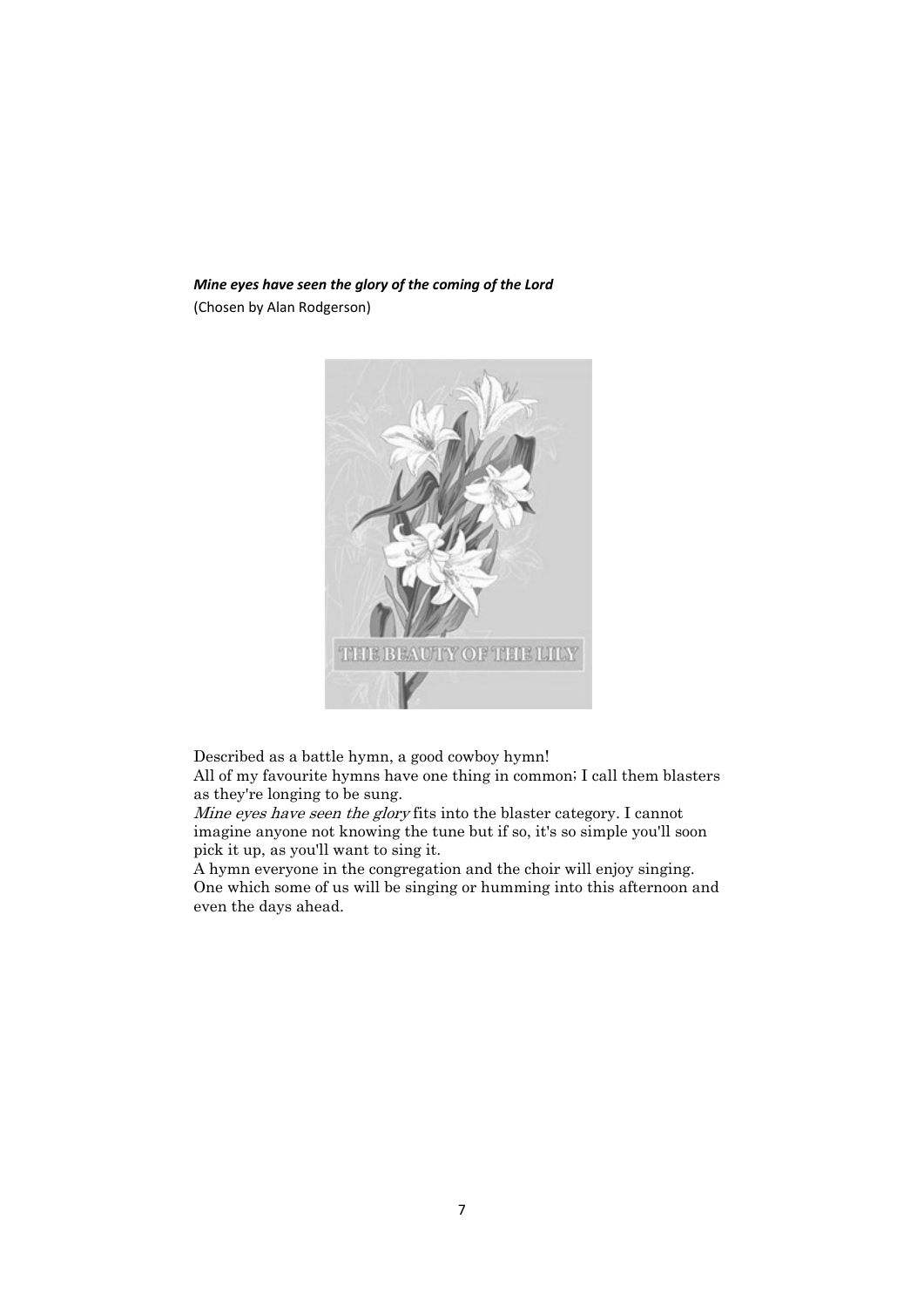***Mine eyes have seen the glory of the coming of the Lord***
(Chosen by Alan Rodgerson)

Described as a battle hymn, a good cowboy hymn!
All of my favourite hymns have one thing in common; I call them blasters as they're longing to be sung.
*Mine eyes have seen the glory* fits into the blaster category. I cannot imagine anyone not knowing the tune but if so, it's so simple you'll soon pick it up, as you'll want to sing it.
A hymn everyone in the congregation and the choir will enjoy singing. One which some of us will be singing or humming into this afternoon and even the days ahead.